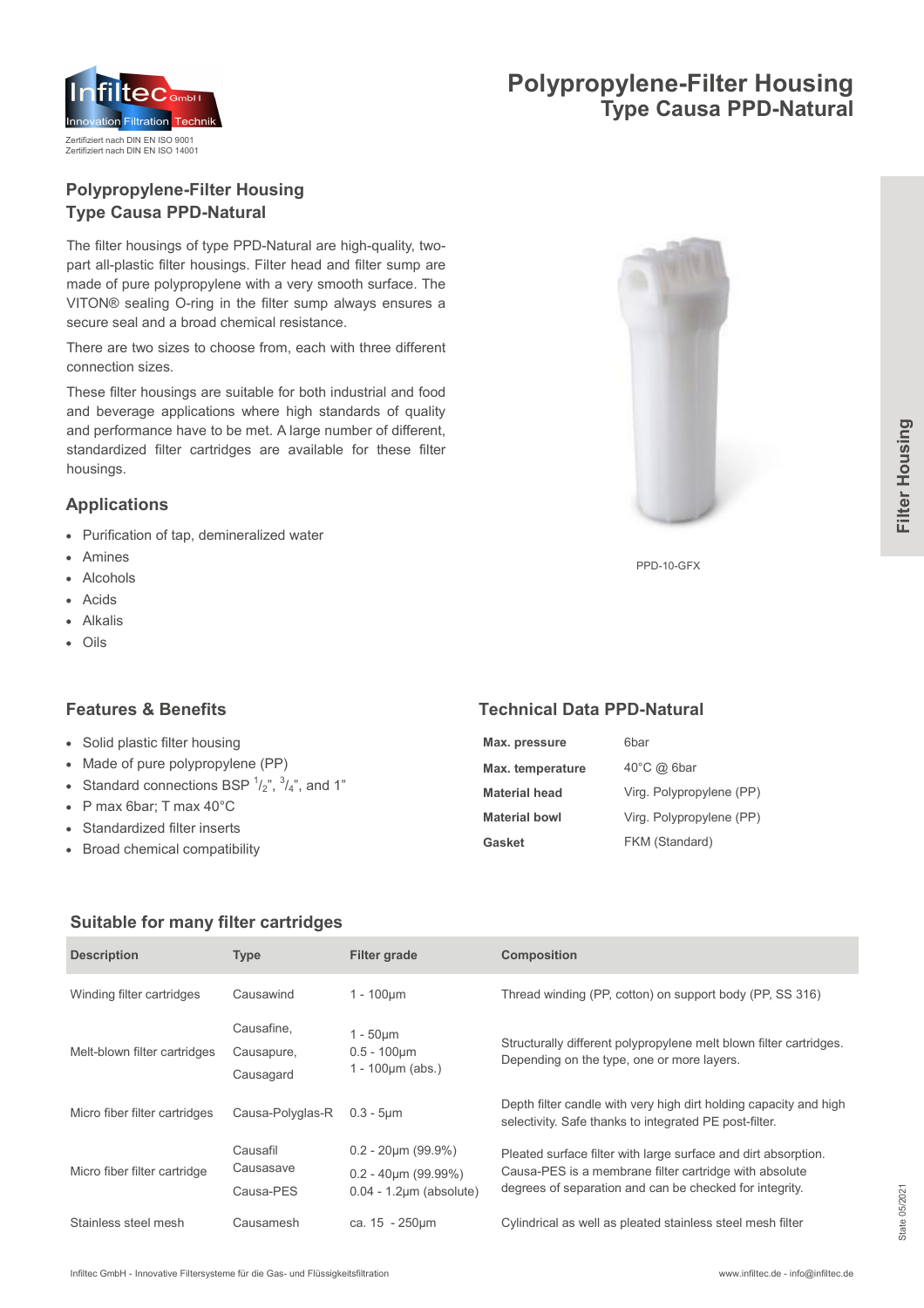Infiltec GmbH
Innovation Filtration Technik

Zertifiziert nach DIN EN ISO 9001
Zertifiziert nach DIN EN ISO 14001

# Polypropylene-Filter Housing
## Type Causa PPD-Natural

## Polypropylene-Filter Housing Type Causa PPD-Natural

The filter housings of type PPD-Natural are high-quality, two-part all-plastic filter housings. Filter head and filter sump are made of pure polypropylene with a very smooth surface. The VITON® sealing O-ring in the filter sump always ensures a secure seal and a broad chemical resistance.

There are two sizes to choose from, each with three different connection sizes.

These filter housings are suitable for both industrial and food and beverage applications where high standards of quality and performance have to be met. A large number of different, standardized filter cartridges are available for these filter housings.

PPD-10-GFX

## Applications

- Purification of tap, demineralized water
- Amines
- Alcohols
- Acids
- Alkalis
- Oils

## Features & Benefits

- Solid plastic filter housing
- Made of pure polypropylene (PP)
- Standard connections BSP $^{1}/_{2}$", $^{3}/_{4}$", and 1"
- P max 6bar; T max 40°C
- Standardized filter inserts
- Broad chemical compatibility

## Technical Data PPD-Natural

| | |
|---|---|
| **Max. pressure** | 6bar |
| **Max. temperature** | 40°C @ 6bar |
| **Material head** | Virg. Polypropylene (PP) |
| **Material bowl** | Virg. Polypropylene (PP) |
| **Gasket** | FKM (Standard) |

## Suitable for many filter cartridges

| Description | Type | Filter grade | Composition |
|---|---|---|---|
| Winding filter cartridges | Causawind | 1 - 100µm | Thread winding (PP, cotton) on support body (PP, SS 316) |
| Melt-blown filter cartridges | Causafine,<br>Causapure,<br>Causagard | 1 - 50µm<br>0.5 - 100µm<br>1 - 100µm (abs.) | Structurally different polypropylene melt blown filter cartridges. Depending on the type, one or more layers. |
| Micro fiber filter cartridges | Causa-Polyglas-R | 0.3 - 5µm | Depth filter candle with very high dirt holding capacity and high selectivity. Safe thanks to integrated PE post-filter. |
| Micro fiber filter cartridge | Causafil<br>Causasave<br>Causa-PES | 0.2 - 20µm (99.9%)<br>0.2 - 40µm (99.99%)<br>0.04 - 1.2µm (absolute) | Pleated surface filter with large surface and dirt absorption. Causa-PES is a membrane filter cartridge with absolute degrees of separation and can be checked for integrity. |
| Stainless steel mesh | Causamesh | ca. 15 - 250µm | Cylindrical as well as pleated stainless steel mesh filter |

State 05/2021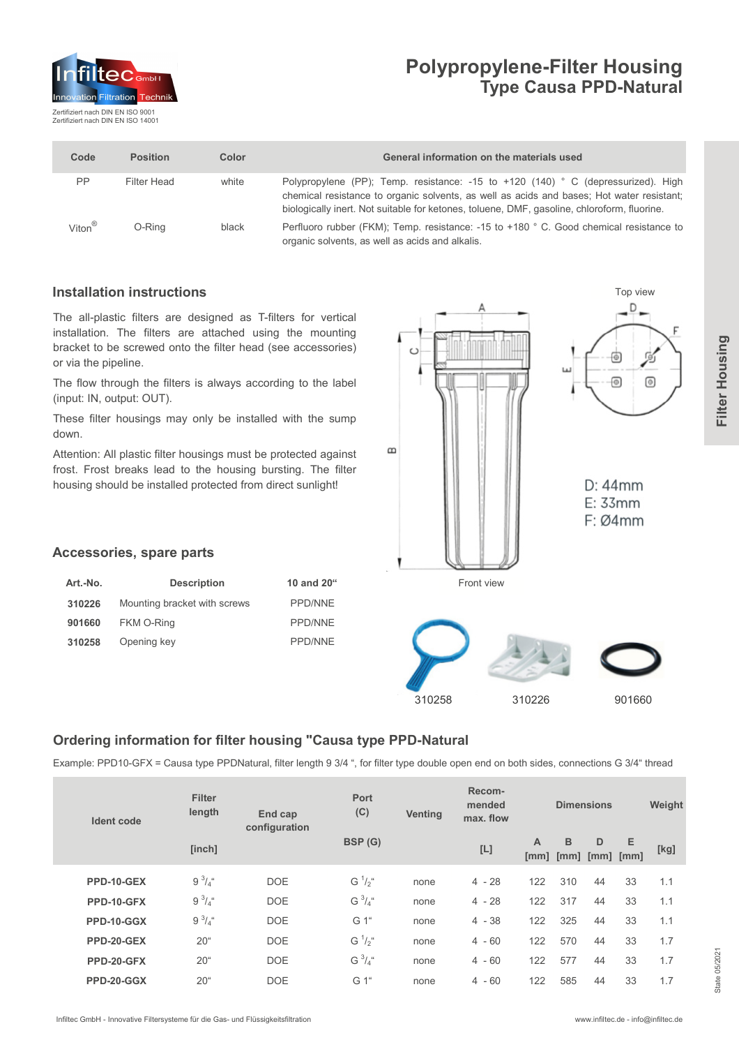Infiltec GmbH
Innovation Filtration Technik

Zertifiziert nach DIN EN ISO 9001
Zertifiziert nach DIN EN ISO 14001

# Polypropylene-Filter Housing
## Type Causa PPD-Natural

| Code | Position | Color | General information on the materials used |
|---|---|---|---|
| PP | Filter Head | white | Polypropylene (PP); Temp. resistance: -15 to +120 (140) ° C (depressurized). High chemical resistance to organic solvents, as well as acids and bases; Hot water resistant; biologically inert. Not suitable for ketones, toluene, DMF, gasoline, chloroform, fluorine. |
| Viton® | O-Ring | black | Perfluoro rubber (FKM); Temp. resistance: -15 to +180 ° C. Good chemical resistance to organic solvents, as well as acids and alkalis. |

### Installation instructions

The all-plastic filters are designed as T-filters for vertical installation. The filters are attached using the mounting bracket to be screwed onto the filter head (see accessories) or via the pipeline.

The flow through the filters is always according to the label (input: IN, output: OUT).

These filter housings may only be installed with the sump down.

Attention: All plastic filter housings must be protected against frost. Frost breaks lead to the housing bursting. The filter housing should be installed protected from direct sunlight!

Top view

D: 44mm
E: 33mm
F: Ø4mm

Front view

### Accessories, spare parts

| Art.-No. | Description | 10 and 20“ |
|---|---|---|
| 310226 | Mounting bracket with screws | PPD/NNE |
| 901660 | FKM O-Ring | PPD/NNE |
| 310258 | Opening key | PPD/NNE |

310258 310226 901660

### Ordering information for filter housing "Causa type PPD-Natural

Example: PPD10-GFX = Causa type PPDNatural, filter length 9 3/4 “, for filter type double open end on both sides, connections G 3/4“ thread

| Ident code | Filter length [inch] | End cap configuration | Port (C) BSP (G) | Venting | Recommended max. flow [L] | Dimensions A [mm] | B [mm] | D [mm] | E [mm] | Weight [kg] |
|---|---|---|---|---|---|---|---|---|---|---|
| **PPD-10-GEX** | 9 3/4“ | DOE | G 1/2“ | none | 4 - 28 | 122 | 310 | 44 | 33 | 1.1 |
| **PPD-10-GFX** | 9 3/4“ | DOE | G 3/4“ | none | 4 - 28 | 122 | 317 | 44 | 33 | 1.1 |
| **PPD-10-GGX** | 9 3/4“ | DOE | G 1“ | none | 4 - 38 | 122 | 325 | 44 | 33 | 1.1 |
| **PPD-20-GEX** | 20“ | DOE | G 1/2“ | none | 4 - 60 | 122 | 570 | 44 | 33 | 1.7 |
| **PPD-20-GFX** | 20“ | DOE | G 3/4“ | none | 4 - 60 | 122 | 577 | 44 | 33 | 1.7 |
| **PPD-20-GGX** | 20“ | DOE | G 1“ | none | 4 - 60 | 122 | 585 | 44 | 33 | 1.7 |

Infiltec GmbH - Innovative Filtersysteme für die Gas- und Flüssigkeitsfiltration

www.infiltec.de - info@infiltec.de

State 05/2021